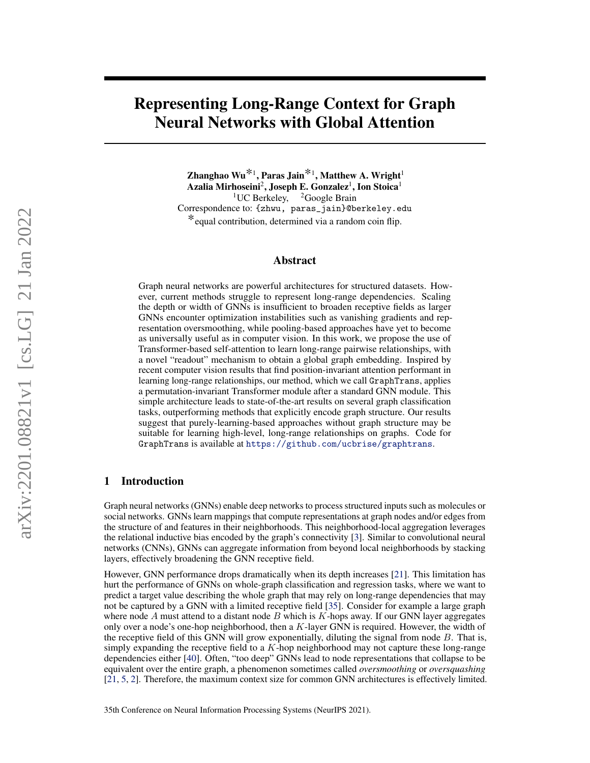# Representing Long-Range Context for Graph Neural Networks with Global Attention

**Zhanghao Wu*[1], Paras Jain*[1], Matthew A. Wright[1]**
**Azalia Mirhoseini[2], Joseph E. Gonzalez[1], Ion Stoica[1]**
[1]UC Berkeley, [2]Google Brain
Correspondence to: {zhwu, paras_jain}@berkeley.edu
*equal contribution, determined via a random coin flip.

## Abstract

Graph neural networks are powerful architectures for structured datasets. However, current methods struggle to represent long-range dependencies. Scaling the depth or width of GNNs is insufficient to broaden receptive fields as larger GNNs encounter optimization instabilities such as vanishing gradients and representation oversmoothing, while pooling-based approaches have yet to become as universally useful as in computer vision. In this work, we propose the use of Transformer-based self-attention to learn long-range pairwise relationships, with a novel "readout" mechanism to obtain a global graph embedding. Inspired by recent computer vision results that find position-invariant attention performant in learning long-range relationships, our method, which we call GraphTrans, applies a permutation-invariant Transformer module after a standard GNN module. This simple architecture leads to state-of-the-art results on several graph classification tasks, outperforming methods that explicitly encode graph structure. Our results suggest that purely-learning-based approaches without graph structure may be suitable for learning high-level, long-range relationships on graphs. Code for GraphTrans is available at https://github.com/ucbrise/graphtrans.

## 1 Introduction

Graph neural networks (GNNs) enable deep networks to process structured inputs such as molecules or social networks. GNNs learn mappings that compute representations at graph nodes and/or edges from the structure of and features in their neighborhoods. This neighborhood-local aggregation leverages the relational inductive bias encoded by the graph's connectivity [3]. Similar to convolutional neural networks (CNNs), GNNs can aggregate information from beyond local neighborhoods by stacking layers, effectively broadening the GNN receptive field.

However, GNN performance drops dramatically when its depth increases [21]. This limitation has hurt the performance of GNNs on whole-graph classification and regression tasks, where we want to predict a target value describing the whole graph that may rely on long-range dependencies that may not be captured by a GNN with a limited receptive field [35]. Consider for example a large graph where node $A$ must attend to a distant node $B$ which is $K$-hops away. If our GNN layer aggregates only over a node's one-hop neighborhood, then a $K$-layer GNN is required. However, the width of the receptive field of this GNN will grow exponentially, diluting the signal from node $B$. That is, simply expanding the receptive field to a $K$-hop neighborhood may not capture these long-range dependencies either [40]. Often, "too deep" GNNs lead to node representations that collapse to be equivalent over the entire graph, a phenomenon sometimes called *oversmoothing* or *oversquashing* [21, 5, 2]. Therefore, the maximum context size for common GNN architectures is effectively limited.

35th Conference on Neural Information Processing Systems (NeurIPS 2021).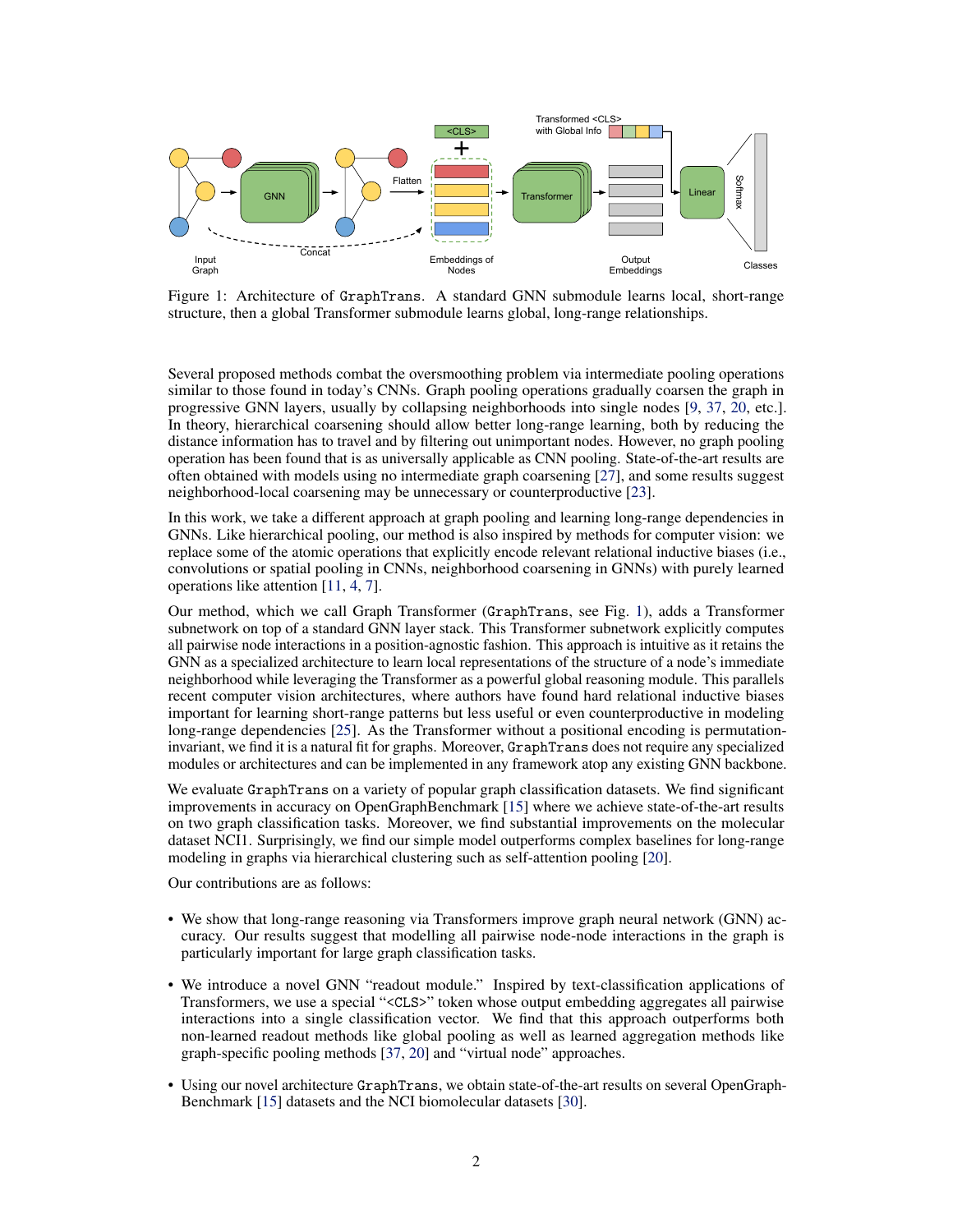Figure 1: Architecture of GraphTrans. A standard GNN submodule learns local, short-range structure, then a global Transformer submodule learns global, long-range relationships.

Several proposed methods combat the oversmoothing problem via intermediate pooling operations similar to those found in today's CNNs. Graph pooling operations gradually coarsen the graph in progressive GNN layers, usually by collapsing neighborhoods into single nodes [9, 37, 20, etc.]. In theory, hierarchical coarsening should allow better long-range learning, both by reducing the distance information has to travel and by filtering out unimportant nodes. However, no graph pooling operation has been found that is as universally applicable as CNN pooling. State-of-the-art results are often obtained with models using no intermediate graph coarsening [27], and some results suggest neighborhood-local coarsening may be unnecessary or counterproductive [23].

In this work, we take a different approach at graph pooling and learning long-range dependencies in GNNs. Like hierarchical pooling, our method is also inspired by methods for computer vision: we replace some of the atomic operations that explicitly encode relevant relational inductive biases (i.e., convolutions or spatial pooling in CNNs, neighborhood coarsening in GNNs) with purely learned operations like attention [11, 4, 7].

Our method, which we call Graph Transformer (GraphTrans, see Fig. 1), adds a Transformer subnetwork on top of a standard GNN layer stack. This Transformer subnetwork explicitly computes all pairwise node interactions in a position-agnostic fashion. This approach is intuitive as it retains the GNN as a specialized architecture to learn local representations of the structure of a node's immediate neighborhood while leveraging the Transformer as a powerful global reasoning module. This parallels recent computer vision architectures, where authors have found hard relational inductive biases important for learning short-range patterns but less useful or even counterproductive in modeling long-range dependencies [25]. As the Transformer without a positional encoding is permutation-invariant, we find it is a natural fit for graphs. Moreover, GraphTrans does not require any specialized modules or architectures and can be implemented in any framework atop any existing GNN backbone.

We evaluate GraphTrans on a variety of popular graph classification datasets. We find significant improvements in accuracy on OpenGraphBenchmark [15] where we achieve state-of-the-art results on two graph classification tasks. Moreover, we find substantial improvements on the molecular dataset NCI1. Surprisingly, we find our simple model outperforms complex baselines for long-range modeling in graphs via hierarchical clustering such as self-attention pooling [20].

Our contributions are as follows:

- We show that long-range reasoning via Transformers improve graph neural network (GNN) accuracy. Our results suggest that modelling all pairwise node-node interactions in the graph is particularly important for large graph classification tasks.
- We introduce a novel GNN "readout module." Inspired by text-classification applications of Transformers, we use a special "<CLS>" token whose output embedding aggregates all pairwise interactions into a single classification vector. We find that this approach outperforms both non-learned readout methods like global pooling as well as learned aggregation methods like graph-specific pooling methods [37, 20] and "virtual node" approaches.
- Using our novel architecture GraphTrans, we obtain state-of-the-art results on several OpenGraph-Benchmark [15] datasets and the NCI biomolecular datasets [30].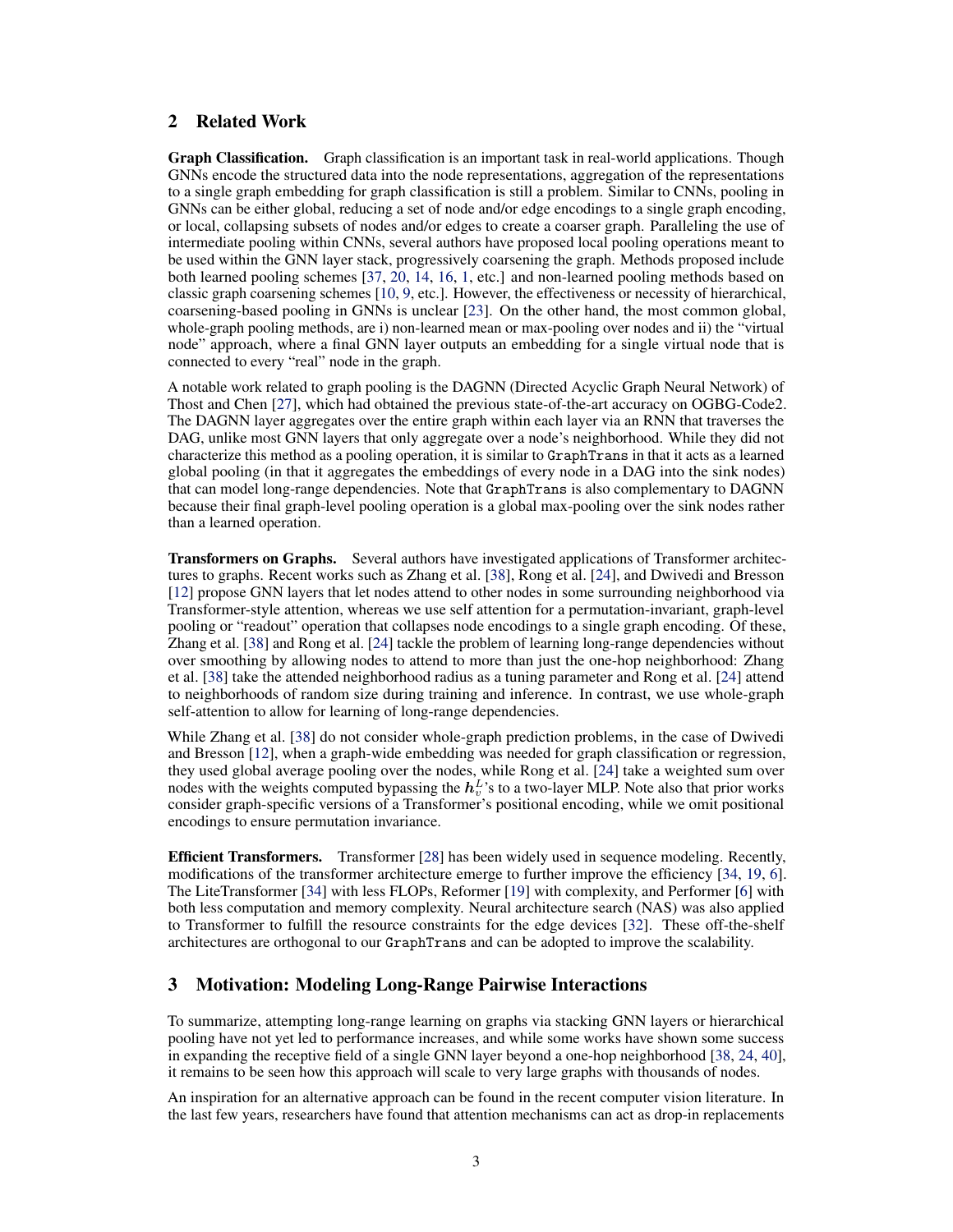## 2 Related Work

**Graph Classification.** Graph classification is an important task in real-world applications. Though GNNs encode the structured data into the node representations, aggregation of the representations to a single graph embedding for graph classification is still a problem. Similar to CNNs, pooling in GNNs can be either global, reducing a set of node and/or edge encodings to a single graph encoding, or local, collapsing subsets of nodes and/or edges to create a coarser graph. Paralleling the use of intermediate pooling within CNNs, several authors have proposed local pooling operations meant to be used within the GNN layer stack, progressively coarsening the graph. Methods proposed include both learned pooling schemes [37, 20, 14, 16, 1, etc.] and non-learned pooling methods based on classic graph coarsening schemes [10, 9, etc.]. However, the effectiveness or necessity of hierarchical, coarsening-based pooling in GNNs is unclear [23]. On the other hand, the most common global, whole-graph pooling methods, are i) non-learned mean or max-pooling over nodes and ii) the "virtual node" approach, where a final GNN layer outputs an embedding for a single virtual node that is connected to every "real" node in the graph.

A notable work related to graph pooling is the DAGNN (Directed Acyclic Graph Neural Network) of Thost and Chen [27], which had obtained the previous state-of-the-art accuracy on OGBG-Code2. The DAGNN layer aggregates over the entire graph within each layer via an RNN that traverses the DAG, unlike most GNN layers that only aggregate over a node's neighborhood. While they did not characterize this method as a pooling operation, it is similar to `GraphTrans` in that it acts as a learned global pooling (in that it aggregates the embeddings of every node in a DAG into the sink nodes) that can model long-range dependencies. Note that `GraphTrans` is also complementary to DAGNN because their final graph-level pooling operation is a global max-pooling over the sink nodes rather than a learned operation.

**Transformers on Graphs.** Several authors have investigated applications of Transformer architectures to graphs. Recent works such as Zhang et al. [38], Rong et al. [24], and Dwivedi and Bresson [12] propose GNN layers that let nodes attend to other nodes in some surrounding neighborhood via Transformer-style attention, whereas we use self attention for a permutation-invariant, graph-level pooling or "readout" operation that collapses node encodings to a single graph encoding. Of these, Zhang et al. [38] and Rong et al. [24] tackle the problem of learning long-range dependencies without over smoothing by allowing nodes to attend to more than just the one-hop neighborhood: Zhang et al. [38] take the attended neighborhood radius as a tuning parameter and Rong et al. [24] attend to neighborhoods of random size during training and inference. In contrast, we use whole-graph self-attention to allow for learning of long-range dependencies.

While Zhang et al. [38] do not consider whole-graph prediction problems, in the case of Dwivedi and Bresson [12], when a graph-wide embedding was needed for graph classification or regression, they used global average pooling over the nodes, while Rong et al. [24] take a weighted sum over nodes with the weights computed bypassing the $\boldsymbol{h}_v^L$'s to a two-layer MLP. Note also that prior works consider graph-specific versions of a Transformer's positional encoding, while we omit positional encodings to ensure permutation invariance.

**Efficient Transformers.** Transformer [28] has been widely used in sequence modeling. Recently, modifications of the transformer architecture emerge to further improve the efficiency [34, 19, 6]. The LiteTransformer [34] with less FLOPs, Reformer [19] with complexity, and Performer [6] with both less computation and memory complexity. Neural architecture search (NAS) was also applied to Transformer to fulfill the resource constraints for the edge devices [32]. These off-the-shelf architectures are orthogonal to our `GraphTrans` and can be adopted to improve the scalability.

## 3 Motivation: Modeling Long-Range Pairwise Interactions

To summarize, attempting long-range learning on graphs via stacking GNN layers or hierarchical pooling have not yet led to performance increases, and while some works have shown some success in expanding the receptive field of a single GNN layer beyond a one-hop neighborhood [38, 24, 40], it remains to be seen how this approach will scale to very large graphs with thousands of nodes.

An inspiration for an alternative approach can be found in the recent computer vision literature. In the last few years, researchers have found that attention mechanisms can act as drop-in replacements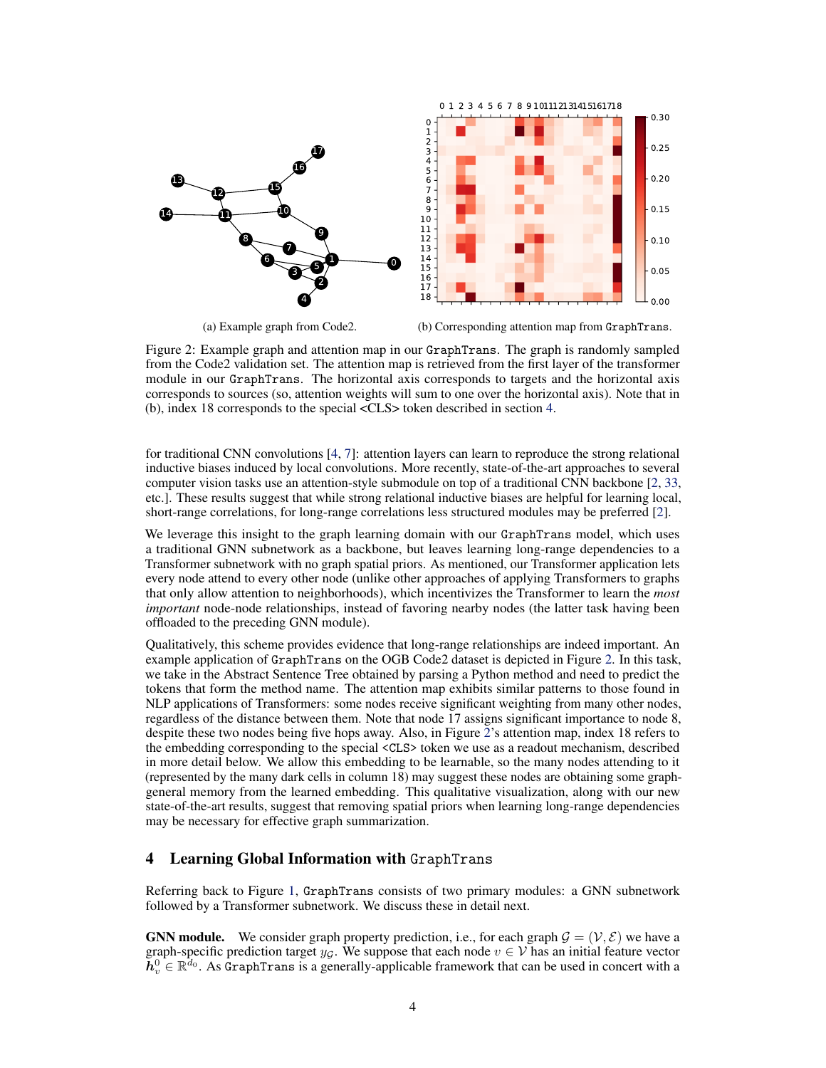(a) Example graph from Code2.

(b) Corresponding attention map from GraphTrans.

Figure 2: Example graph and attention map in our GraphTrans. The graph is randomly sampled from the Code2 validation set. The attention map is retrieved from the first layer of the transformer module in our GraphTrans. The horizontal axis corresponds to targets and the horizontal axis corresponds to sources (so, attention weights will sum to one over the horizontal axis). Note that in (b), index 18 corresponds to the special <CLS> token described in section 4.

for traditional CNN convolutions [4, 7]: attention layers can learn to reproduce the strong relational inductive biases induced by local convolutions. More recently, state-of-the-art approaches to several computer vision tasks use an attention-style submodule on top of a traditional CNN backbone [2, 33, etc.]. These results suggest that while strong relational inductive biases are helpful for learning local, short-range correlations, for long-range correlations less structured modules may be preferred [2].

We leverage this insight to the graph learning domain with our GraphTrans model, which uses a traditional GNN subnetwork as a backbone, but leaves learning long-range dependencies to a Transformer subnetwork with no graph spatial priors. As mentioned, our Transformer application lets every node attend to every other node (unlike other approaches of applying Transformers to graphs that only allow attention to neighborhoods), which incentivizes the Transformer to learn the *most important* node-node relationships, instead of favoring nearby nodes (the latter task having been offloaded to the preceding GNN module).

Qualitatively, this scheme provides evidence that long-range relationships are indeed important. An example application of GraphTrans on the OGB Code2 dataset is depicted in Figure 2. In this task, we take in the Abstract Sentence Tree obtained by parsing a Python method and need to predict the tokens that form the method name. The attention map exhibits similar patterns to those found in NLP applications of Transformers: some nodes receive significant weighting from many other nodes, regardless of the distance between them. Note that node 17 assigns significant importance to node 8, despite these two nodes being five hops away. Also, in Figure 2's attention map, index 18 refers to the embedding corresponding to the special <CLS> token we use as a readout mechanism, described in more detail below. We allow this embedding to be learnable, so the many nodes attending to it (represented by the many dark cells in column 18) may suggest these nodes are obtaining some graph-general memory from the learned embedding. This qualitative visualization, along with our new state-of-the-art results, suggest that removing spatial priors when learning long-range dependencies may be necessary for effective graph summarization.

## 4 Learning Global Information with GraphTrans

Referring back to Figure 1, GraphTrans consists of two primary modules: a GNN subnetwork followed by a Transformer subnetwork. We discuss these in detail next.

**GNN module.** We consider graph property prediction, i.e., for each graph $\mathcal{G} = (\mathcal{V}, \mathcal{E})$ we have a graph-specific prediction target $y_{\mathcal{G}}$. We suppose that each node $v \in \mathcal{V}$ has an initial feature vector $\boldsymbol{h}_v^0 \in \mathbb{R}^{d_0}$. As GraphTrans is a generally-applicable framework that can be used in concert with a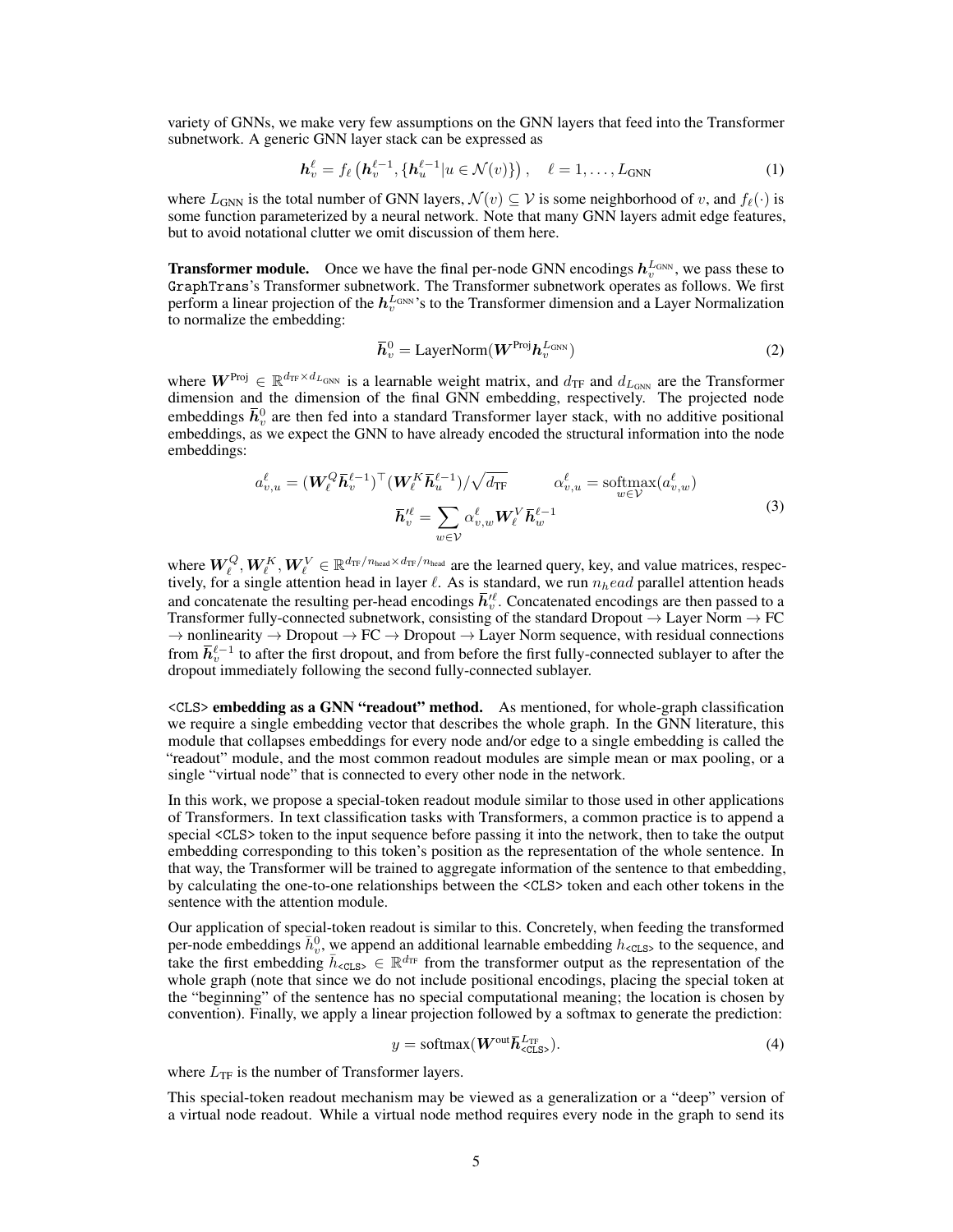variety of GNNs, we make very few assumptions on the GNN layers that feed into the Transformer subnetwork. A generic GNN layer stack can be expressed as

$$\boldsymbol{h}_v^\ell = f_\ell\left(\boldsymbol{h}_v^{\ell-1}, \{\boldsymbol{h}_u^{\ell-1} | u \in \mathcal{N}(v)\}\right), \quad \ell = 1, \ldots, L_{\text{GNN}} \tag{1}$$

where $L_{\text{GNN}}$ is the total number of GNN layers, $\mathcal{N}(v) \subseteq \mathcal{V}$ is some neighborhood of $v$, and $f_\ell(\cdot)$ is some function parameterized by a neural network. Note that many GNN layers admit edge features, but to avoid notational clutter we omit discussion of them here.

**Transformer module.** Once we have the final per-node GNN encodings $\boldsymbol{h}_v^{L_{\text{GNN}}}$, we pass these to GraphTrans's Transformer subnetwork. The Transformer subnetwork operates as follows. We first perform a linear projection of the $\boldsymbol{h}_v^{L_{\text{GNN}}}$'s to the Transformer dimension and a Layer Normalization to normalize the embedding:

$$\bar{\boldsymbol{h}}_v^0 = \text{LayerNorm}(\boldsymbol{W}^{\text{Proj}} \boldsymbol{h}_v^{L_{\text{GNN}}}) \tag{2}$$

where $\boldsymbol{W}^{\text{Proj}} \in \mathbb{R}^{d_{\text{TF}} \times d_{L_{\text{GNN}}}}$ is a learnable weight matrix, and $d_{\text{TF}}$ and $d_{L_{\text{GNN}}}$ are the Transformer dimension and the dimension of the final GNN embedding, respectively. The projected node embeddings $\bar{\boldsymbol{h}}_v^0$ are then fed into a standard Transformer layer stack, with no additive positional embeddings, as we expect the GNN to have already encoded the structural information into the node embeddings:

$$a_{v,u}^\ell = (\boldsymbol{W}_\ell^Q \bar{\boldsymbol{h}}_v^{\ell-1})^\top (\boldsymbol{W}_\ell^K \bar{\boldsymbol{h}}_u^{\ell-1}) / \sqrt{d_{\text{TF}}} \qquad \alpha_{v,u}^\ell = \underset{w \in \mathcal{V}}{\text{softmax}}(a_{v,w}^\ell)$$
$$\bar{\boldsymbol{h}}_v'^\ell = \sum_{w \in \mathcal{V}} \alpha_{v,w}^\ell \boldsymbol{W}_\ell^V \bar{\boldsymbol{h}}_w^{\ell-1} \tag{3}$$

where $\boldsymbol{W}_\ell^Q, \boldsymbol{W}_\ell^K, \boldsymbol{W}_\ell^V \in \mathbb{R}^{d_{\text{TF}}/n_{\text{head}} \times d_{\text{TF}}/n_{\text{head}}}$ are the learned query, key, and value matrices, respectively, for a single attention head in layer $\ell$. As is standard, we run $n_head$ parallel attention heads and concatenate the resulting per-head encodings $\bar{\boldsymbol{h}}_v'^\ell$. Concatenated encodings are then passed to a Transformer fully-connected subnetwork, consisting of the standard Dropout → Layer Norm → FC → nonlinearity → Dropout → FC → Dropout → Layer Norm sequence, with residual connections from $\bar{\boldsymbol{h}}_v^{\ell-1}$ to after the first dropout, and from before the first fully-connected sublayer to after the dropout immediately following the second fully-connected sublayer.

**<CLS> embedding as a GNN "readout" method.** As mentioned, for whole-graph classification we require a single embedding vector that describes the whole graph. In the GNN literature, this module that collapses embeddings for every node and/or edge to a single embedding is called the "readout" module, and the most common readout modules are simple mean or max pooling, or a single "virtual node" that is connected to every other node in the network.

In this work, we propose a special-token readout module similar to those used in other applications of Transformers. In text classification tasks with Transformers, a common practice is to append a special <CLS> token to the input sequence before passing it into the network, then to take the output embedding corresponding to this token's position as the representation of the whole sentence. In that way, the Transformer will be trained to aggregate information of the sentence to that embedding, by calculating the one-to-one relationships between the <CLS> token and each other tokens in the sentence with the attention module.

Our application of special-token readout is similar to this. Concretely, when feeding the transformed per-node embeddings $\bar{h}_v^0$, we append an additional learnable embedding $h_{\texttt{<CLS>}}$ to the sequence, and take the first embedding $\bar{h}_{\texttt{<CLS>}} \in \mathbb{R}^{d_{\text{TF}}}$ from the transformer output as the representation of the whole graph (note that since we do not include positional encodings, placing the special token at the "beginning" of the sentence has no special computational meaning; the location is chosen by convention). Finally, we apply a linear projection followed by a softmax to generate the prediction:

$$y = \text{softmax}(\boldsymbol{W}^{\text{out}} \bar{\boldsymbol{h}}_{\texttt{<CLS>}}^{L_{\text{TF}}}). \tag{4}$$

where $L_{\text{TF}}$ is the number of Transformer layers.

This special-token readout mechanism may be viewed as a generalization or a "deep" version of a virtual node readout. While a virtual node method requires every node in the graph to send its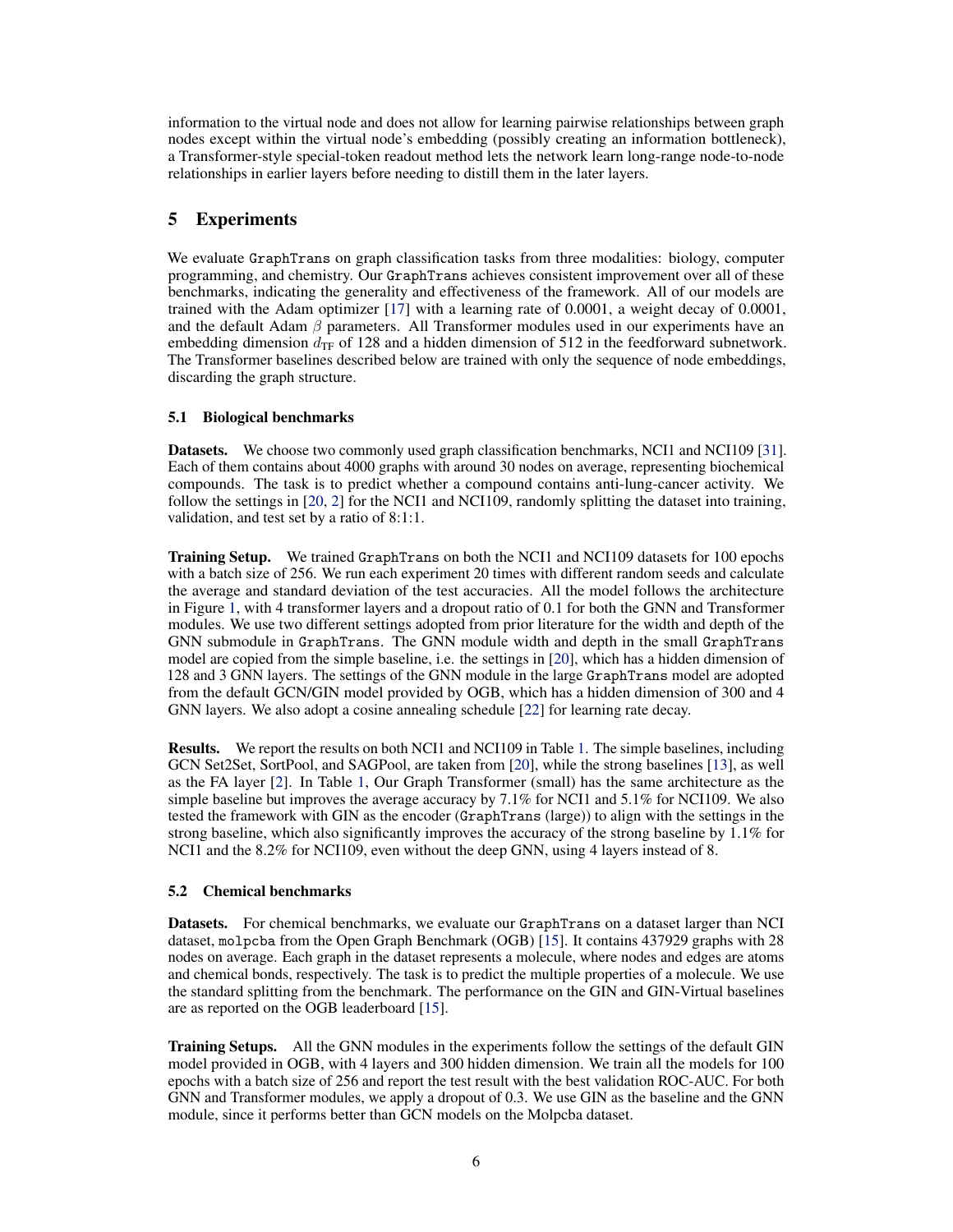information to the virtual node and does not allow for learning pairwise relationships between graph nodes except within the virtual node's embedding (possibly creating an information bottleneck), a Transformer-style special-token readout method lets the network learn long-range node-to-node relationships in earlier layers before needing to distill them in the later layers.

# 5 Experiments

We evaluate GraphTrans on graph classification tasks from three modalities: biology, computer programming, and chemistry. Our GraphTrans achieves consistent improvement over all of these benchmarks, indicating the generality and effectiveness of the framework. All of our models are trained with the Adam optimizer [17] with a learning rate of 0.0001, a weight decay of 0.0001, and the default Adam $\beta$ parameters. All Transformer modules used in our experiments have an embedding dimension $d_{\text{TF}}$ of 128 and a hidden dimension of 512 in the feedforward subnetwork. The Transformer baselines described below are trained with only the sequence of node embeddings, discarding the graph structure.

## 5.1 Biological benchmarks

**Datasets.** We choose two commonly used graph classification benchmarks, NCI1 and NCI109 [31]. Each of them contains about 4000 graphs with around 30 nodes on average, representing biochemical compounds. The task is to predict whether a compound contains anti-lung-cancer activity. We follow the settings in [20, 2] for the NCI1 and NCI109, randomly splitting the dataset into training, validation, and test set by a ratio of 8:1:1.

**Training Setup.** We trained GraphTrans on both the NCI1 and NCI109 datasets for 100 epochs with a batch size of 256. We run each experiment 20 times with different random seeds and calculate the average and standard deviation of the test accuracies. All the model follows the architecture in Figure 1, with 4 transformer layers and a dropout ratio of 0.1 for both the GNN and Transformer modules. We use two different settings adopted from prior literature for the width and depth of the GNN submodule in GraphTrans. The GNN module width and depth in the small GraphTrans model are copied from the simple baseline, i.e. the settings in [20], which has a hidden dimension of 128 and 3 GNN layers. The settings of the GNN module in the large GraphTrans model are adopted from the default GCN/GIN model provided by OGB, which has a hidden dimension of 300 and 4 GNN layers. We also adopt a cosine annealing schedule [22] for learning rate decay.

**Results.** We report the results on both NCI1 and NCI109 in Table 1. The simple baselines, including GCN Set2Set, SortPool, and SAGPool, are taken from [20], while the strong baselines [13], as well as the FA layer [2]. In Table 1, Our Graph Transformer (small) has the same architecture as the simple baseline but improves the average accuracy by 7.1% for NCI1 and 5.1% for NCI109. We also tested the framework with GIN as the encoder (GraphTrans (large)) to align with the settings in the strong baseline, which also significantly improves the accuracy of the strong baseline by 1.1% for NCI1 and the 8.2% for NCI109, even without the deep GNN, using 4 layers instead of 8.

## 5.2 Chemical benchmarks

**Datasets.** For chemical benchmarks, we evaluate our GraphTrans on a dataset larger than NCI dataset, molpcba from the Open Graph Benchmark (OGB) [15]. It contains 437929 graphs with 28 nodes on average. Each graph in the dataset represents a molecule, where nodes and edges are atoms and chemical bonds, respectively. The task is to predict the multiple properties of a molecule. We use the standard splitting from the benchmark. The performance on the GIN and GIN-Virtual baselines are as reported on the OGB leaderboard [15].

**Training Setups.** All the GNN modules in the experiments follow the settings of the default GIN model provided in OGB, with 4 layers and 300 hidden dimension. We train all the models for 100 epochs with a batch size of 256 and report the test result with the best validation ROC-AUC. For both GNN and Transformer modules, we apply a dropout of 0.3. We use GIN as the baseline and the GNN module, since it performs better than GCN models on the Molpcba dataset.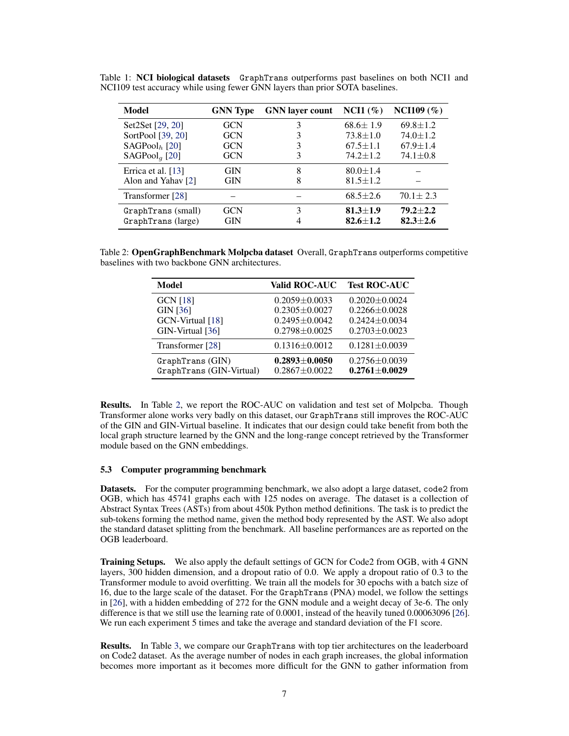Table 1: **NCI biological datasets** `GraphTrans` outperforms past baselines on both NCI1 and NCI109 test accuracy while using fewer GNN layers than prior SOTA baselines.

| Model | GNN Type | GNN layer count | NCI1 (%) | NCI109 (%) |
|---|---|---|---|---|
| Set2Set [29, 20] | GCN | 3 | 68.6$\pm$ 1.9 | 69.8$\pm$1.2 |
| SortPool [39, 20] | GCN | 3 | 73.8$\pm$1.0 | 74.0$\pm$1.2 |
| SAGPool$_h$ [20] | GCN | 3 | 67.5$\pm$1.1 | 67.9$\pm$1.4 |
| SAGPool$_g$ [20] | GCN | 3 | 74.2$\pm$1.2 | 74.1$\pm$0.8 |
| Errica et al. [13] | GIN | 8 | 80.0$\pm$1.4 | – |
| Alon and Yahav [2] | GIN | 8 | 81.5$\pm$1.2 | – |
| Transformer [28] | – | – | 68.5$\pm$2.6 | 70.1$\pm$ 2.3 |
| `GraphTrans` (small) | GCN | 3 | **81.3$\pm$1.9** | **79.2$\pm$2.2** |
| `GraphTrans` (large) | GIN | 4 | **82.6$\pm$1.2** | **82.3$\pm$2.6** |

Table 2: **OpenGraphBenchmark Molpcba dataset** Overall, `GraphTrans` outperforms competitive baselines with two backbone GNN architectures.

| Model | Valid ROC-AUC | Test ROC-AUC |
|---|---|---|
| GCN [18] | 0.2059$\pm$0.0033 | 0.2020$\pm$0.0024 |
| GIN [36] | 0.2305$\pm$0.0027 | 0.2266$\pm$0.0028 |
| GCN-Virtual [18] | 0.2495$\pm$0.0042 | 0.2424$\pm$0.0034 |
| GIN-Virtual [36] | 0.2798$\pm$0.0025 | 0.2703$\pm$0.0023 |
| Transformer [28] | 0.1316$\pm$0.0012 | 0.1281$\pm$0.0039 |
| `GraphTrans` (GIN) | **0.2893$\pm$0.0050** | 0.2756$\pm$0.0039 |
| `GraphTrans` (GIN-Virtual) | 0.2867$\pm$0.0022 | **0.2761$\pm$0.0029** |

**Results.** In Table 2, we report the ROC-AUC on validation and test set of Molpcba. Though Transformer alone works very badly on this dataset, our `GraphTrans` still improves the ROC-AUC of the GIN and GIN-Virtual baseline. It indicates that our design could take benefit from both the local graph structure learned by the GNN and the long-range concept retrieved by the Transformer module based on the GNN embeddings.

### 5.3 Computer programming benchmark

**Datasets.** For the computer programming benchmark, we also adopt a large dataset, `code2` from OGB, which has 45741 graphs each with 125 nodes on average. The dataset is a collection of Abstract Syntax Trees (ASTs) from about 450k Python method definitions. The task is to predict the sub-tokens forming the method name, given the method body represented by the AST. We also adopt the standard dataset splitting from the benchmark. All baseline performances are as reported on the OGB leaderboard.

**Training Setups.** We also apply the default settings of GCN for Code2 from OGB, with 4 GNN layers, 300 hidden dimension, and a dropout ratio of 0.0. We apply a dropout ratio of 0.3 to the Transformer module to avoid overfitting. We train all the models for 30 epochs with a batch size of 16, due to the large scale of the dataset. For the `GraphTrans` (PNA) model, we follow the settings in [26], with a hidden embedding of 272 for the GNN module and a weight decay of 3e-6. The only difference is that we still use the learning rate of 0.0001, instead of the heavily tuned 0.00063096 [26]. We run each experiment 5 times and take the average and standard deviation of the F1 score.

**Results.** In Table 3, we compare our `GraphTrans` with top tier architectures on the leaderboard on Code2 dataset. As the average number of nodes in each graph increases, the global information becomes more important as it becomes more difficult for the GNN to gather information from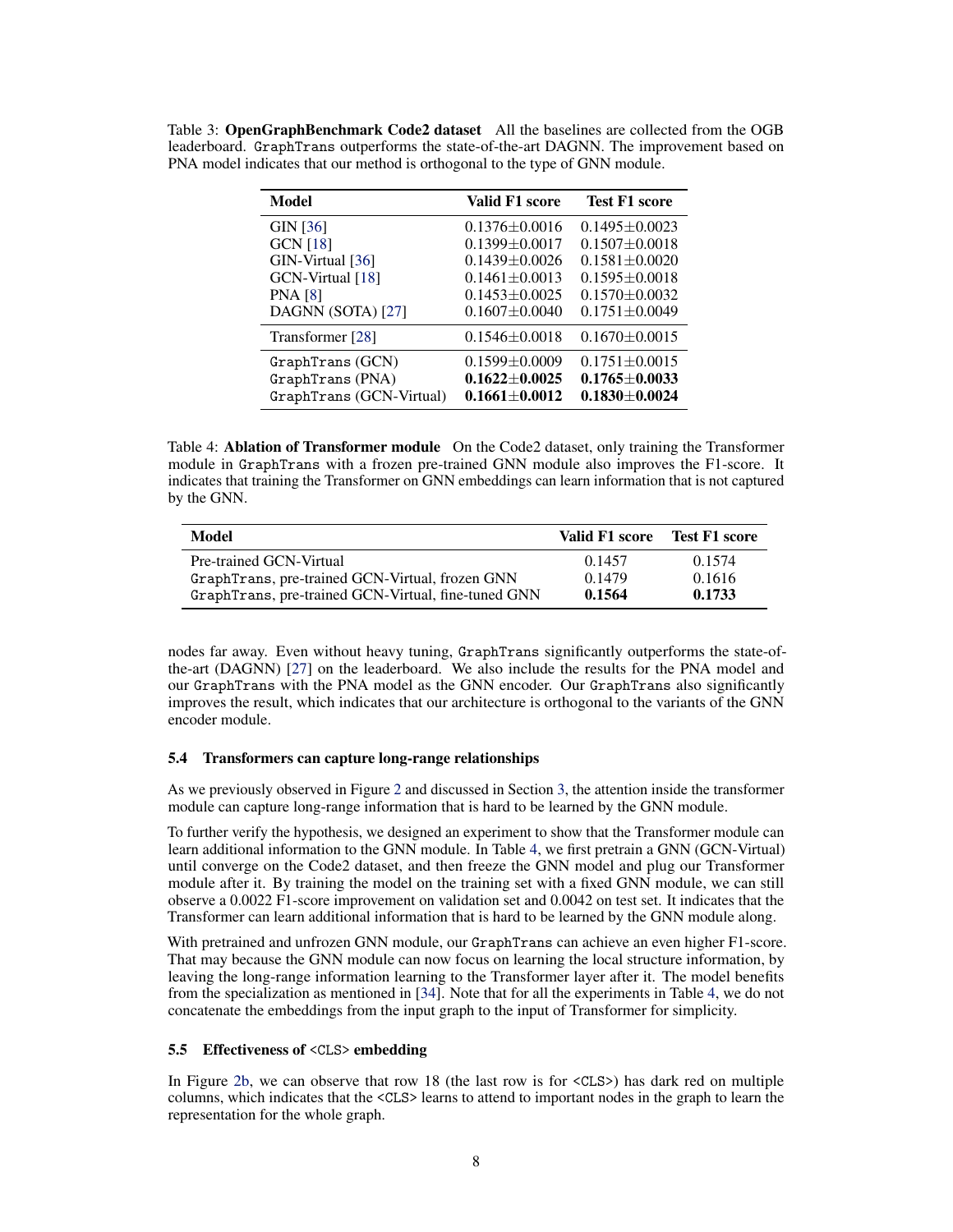Table 3: **OpenGraphBenchmark Code2 dataset** All the baselines are collected from the OGB leaderboard. GraphTrans outperforms the state-of-the-art DAGNN. The improvement based on PNA model indicates that our method is orthogonal to the type of GNN module.

| Model | Valid F1 score | Test F1 score |
|---|---|---|
| GIN [36] | $0.1376 \pm 0.0016$ | $0.1495 \pm 0.0023$ |
| GCN [18] | $0.1399 \pm 0.0017$ | $0.1507 \pm 0.0018$ |
| GIN-Virtual [36] | $0.1439 \pm 0.0026$ | $0.1581 \pm 0.0020$ |
| GCN-Virtual [18] | $0.1461 \pm 0.0013$ | $0.1595 \pm 0.0018$ |
| PNA [8] | $0.1453 \pm 0.0025$ | $0.1570 \pm 0.0032$ |
| DAGNN (SOTA) [27] | $0.1607 \pm 0.0040$ | $0.1751 \pm 0.0049$ |
| Transformer [28] | $0.1546 \pm 0.0018$ | $0.1670 \pm 0.0015$ |
| GraphTrans (GCN) | $0.1599 \pm 0.0009$ | $0.1751 \pm 0.0015$ |
| GraphTrans (PNA) | $\mathbf{0.1622 \pm 0.0025}$ | $\mathbf{0.1765 \pm 0.0033}$ |
| GraphTrans (GCN-Virtual) | $\mathbf{0.1661 \pm 0.0012}$ | $\mathbf{0.1830 \pm 0.0024}$ |

Table 4: **Ablation of Transformer module** On the Code2 dataset, only training the Transformer module in GraphTrans with a frozen pre-trained GNN module also improves the F1-score. It indicates that training the Transformer on GNN embeddings can learn information that is not captured by the GNN.

| Model | Valid F1 score | Test F1 score |
|---|---|---|
| Pre-trained GCN-Virtual | 0.1457 | 0.1574 |
| GraphTrans, pre-trained GCN-Virtual, frozen GNN | 0.1479 | 0.1616 |
| GraphTrans, pre-trained GCN-Virtual, fine-tuned GNN | **0.1564** | **0.1733** |

nodes far away. Even without heavy tuning, GraphTrans significantly outperforms the state-of-the-art (DAGNN) [27] on the leaderboard. We also include the results for the PNA model and our GraphTrans with the PNA model as the GNN encoder. Our GraphTrans also significantly improves the result, which indicates that our architecture is orthogonal to the variants of the GNN encoder module.

### 5.4 Transformers can capture long-range relationships

As we previously observed in Figure 2 and discussed in Section 3, the attention inside the transformer module can capture long-range information that is hard to be learned by the GNN module.

To further verify the hypothesis, we designed an experiment to show that the Transformer module can learn additional information to the GNN module. In Table 4, we first pretrain a GNN (GCN-Virtual) until converge on the Code2 dataset, and then freeze the GNN model and plug our Transformer module after it. By training the model on the training set with a fixed GNN module, we can still observe a 0.0022 F1-score improvement on validation set and 0.0042 on test set. It indicates that the Transformer can learn additional information that is hard to be learned by the GNN module along.

With pretrained and unfrozen GNN module, our GraphTrans can achieve an even higher F1-score. That may because the GNN module can now focus on learning the local structure information, by leaving the long-range information learning to the Transformer layer after it. The model benefits from the specialization as mentioned in [34]. Note that for all the experiments in Table 4, we do not concatenate the embeddings from the input graph to the input of Transformer for simplicity.

### 5.5 Effectiveness of <CLS> embedding

In Figure 2b, we can observe that row 18 (the last row is for <CLS>) has dark red on multiple columns, which indicates that the <CLS> learns to attend to important nodes in the graph to learn the representation for the whole graph.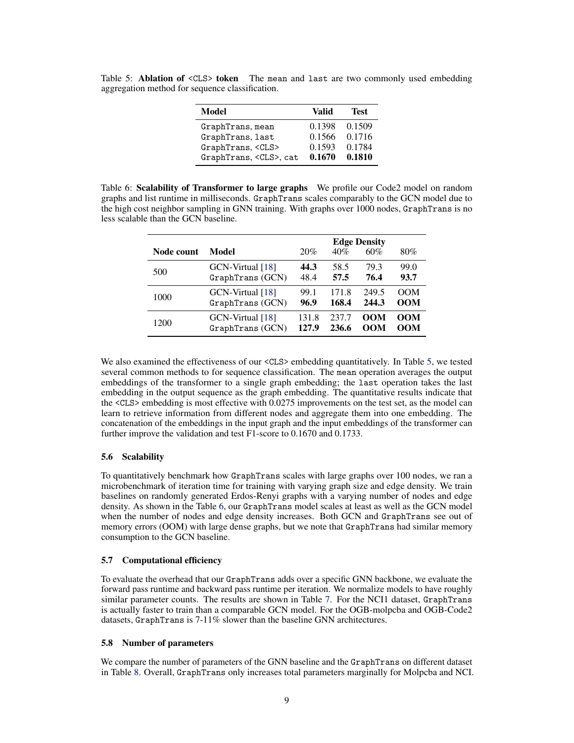Table 5: **Ablation of <CLS> token** The mean and last are two commonly used embedding aggregation method for sequence classification.

| Model | Valid | Test |
|---|---|---|
| GraphTrans, mean | 0.1398 | 0.1509 |
| GraphTrans, last | 0.1566 | 0.1716 |
| GraphTrans, <CLS> | 0.1593 | 0.1784 |
| GraphTrans, <CLS>, cat | **0.1670** | **0.1810** |

Table 6: **Scalability of Transformer to large graphs** We profile our Code2 model on random graphs and list runtime in milliseconds. GraphTrans scales comparably to the GCN model due to the high cost neighbor sampling in GNN training. With graphs over 1000 nodes, GraphTrans is no less scalable than the GCN baseline.

| | | Edge Density | | | |
|---|---|---|---|---|---|
| **Node count** | **Model** | 20% | 40% | 60% | 80% |
| 500 | GCN-Virtual [18] | **44.3** | 58.5 | 79.3 | 99.0 |
| | GraphTrans (GCN) | 48.4 | **57.5** | **76.4** | **93.7** |
| 1000 | GCN-Virtual [18] | 99.1 | 171.8 | 249.5 | OOM |
| | GraphTrans (GCN) | **96.9** | **168.4** | **244.3** | **OOM** |
| 1200 | GCN-Virtual [18] | 131.8 | 237.7 | **OOM** | **OOM** |
| | GraphTrans (GCN) | **127.9** | **236.6** | **OOM** | **OOM** |

We also examined the effectiveness of our <CLS> embedding quantitatively. In Table 5, we tested several common methods to for sequence classification. The mean operation averages the output embeddings of the transformer to a single graph embedding; the last operation takes the last embedding in the output sequence as the graph embedding. The quantitative results indicate that the <CLS> embedding is most effective with 0.0275 improvements on the test set, as the model can learn to retrieve information from different nodes and aggregate them into one embedding. The concatenation of the embeddings in the input graph and the input embeddings of the transformer can further improve the validation and test F1-score to 0.1670 and 0.1733.

### 5.6 Scalability

To quantitatively benchmark how GraphTrans scales with large graphs over 100 nodes, we ran a microbenchmark of iteration time for training with varying graph size and edge density. We train baselines on randomly generated Erdos-Renyi graphs with a varying number of nodes and edge density. As shown in the Table 6, our GraphTrans model scales at least as well as the GCN model when the number of nodes and edge density increases. Both GCN and GraphTrans see out of memory errors (OOM) with large dense graphs, but we note that GraphTrans had similar memory consumption to the GCN baseline.

### 5.7 Computational efficiency

To evaluate the overhead that our GraphTrans adds over a specific GNN backbone, we evaluate the forward pass runtime and backward pass runtime per iteration. We normalize models to have roughly similar parameter counts. The results are shown in Table 7. For the NCI1 dataset, GraphTrans is actually faster to train than a comparable GCN model. For the OGB-molpcba and OGB-Code2 datasets, GraphTrans is 7-11% slower than the baseline GNN architectures.

### 5.8 Number of parameters

We compare the number of parameters of the GNN baseline and the GraphTrans on different dataset in Table 8. Overall, GraphTrans only increases total parameters marginally for Molpcba and NCI.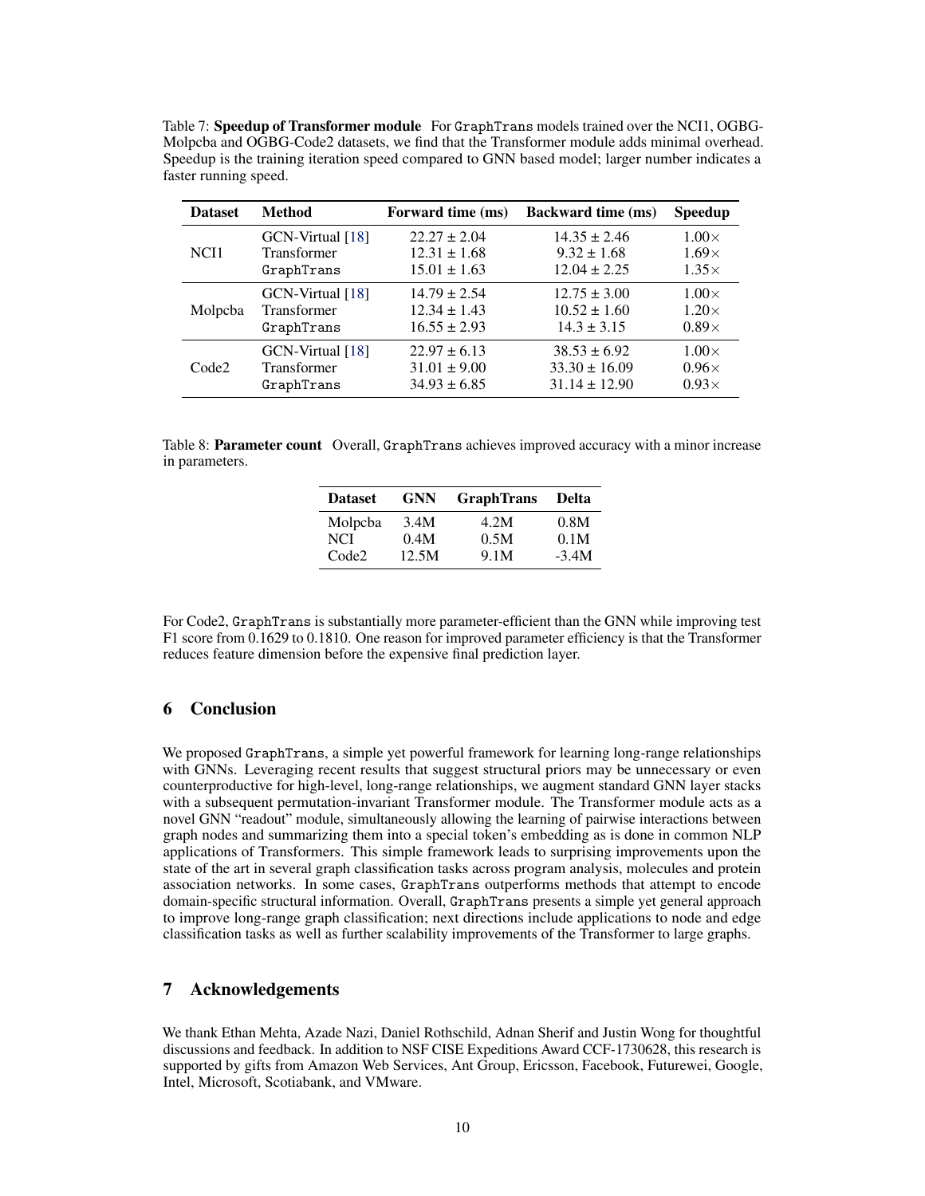Table 7: **Speedup of Transformer module** For GraphTrans models trained over the NCI1, OGBG-Molpcba and OGBG-Code2 datasets, we find that the Transformer module adds minimal overhead. Speedup is the training iteration speed compared to GNN based model; larger number indicates a faster running speed.

| Dataset | Method | Forward time (ms) | Backward time (ms) | Speedup |
|---|---|---|---|---|
| NCI1 | GCN-Virtual [18] | 22.27 ± 2.04 | 14.35 ± 2.46 | 1.00× |
| | Transformer | 12.31 ± 1.68 | 9.32 ± 1.68 | 1.69× |
| | GraphTrans | 15.01 ± 1.63 | 12.04 ± 2.25 | 1.35× |
| Molpcba | GCN-Virtual [18] | 14.79 ± 2.54 | 12.75 ± 3.00 | 1.00× |
| | Transformer | 12.34 ± 1.43 | 10.52 ± 1.60 | 1.20× |
| | GraphTrans | 16.55 ± 2.93 | 14.3 ± 3.15 | 0.89× |
| Code2 | GCN-Virtual [18] | 22.97 ± 6.13 | 38.53 ± 6.92 | 1.00× |
| | Transformer | 31.01 ± 9.00 | 33.30 ± 16.09 | 0.96× |
| | GraphTrans | 34.93 ± 6.85 | 31.14 ± 12.90 | 0.93× |

Table 8: **Parameter count** Overall, GraphTrans achieves improved accuracy with a minor increase in parameters.

| Dataset | GNN | GraphTrans | Delta |
|---|---|---|---|
| Molpcba | 3.4M | 4.2M | 0.8M |
| NCI | 0.4M | 0.5M | 0.1M |
| Code2 | 12.5M | 9.1M | -3.4M |

For Code2, GraphTrans is substantially more parameter-efficient than the GNN while improving test F1 score from 0.1629 to 0.1810. One reason for improved parameter efficiency is that the Transformer reduces feature dimension before the expensive final prediction layer.

## 6 Conclusion

We proposed GraphTrans, a simple yet powerful framework for learning long-range relationships with GNNs. Leveraging recent results that suggest structural priors may be unnecessary or even counterproductive for high-level, long-range relationships, we augment standard GNN layer stacks with a subsequent permutation-invariant Transformer module. The Transformer module acts as a novel GNN "readout" module, simultaneously allowing the learning of pairwise interactions between graph nodes and summarizing them into a special token's embedding as is done in common NLP applications of Transformers. This simple framework leads to surprising improvements upon the state of the art in several graph classification tasks across program analysis, molecules and protein association networks. In some cases, GraphTrans outperforms methods that attempt to encode domain-specific structural information. Overall, GraphTrans presents a simple yet general approach to improve long-range graph classification; next directions include applications to node and edge classification tasks as well as further scalability improvements of the Transformer to large graphs.

## 7 Acknowledgements

We thank Ethan Mehta, Azade Nazi, Daniel Rothschild, Adnan Sherif and Justin Wong for thoughtful discussions and feedback. In addition to NSF CISE Expeditions Award CCF-1730628, this research is supported by gifts from Amazon Web Services, Ant Group, Ericsson, Facebook, Futurewei, Google, Intel, Microsoft, Scotiabank, and VMware.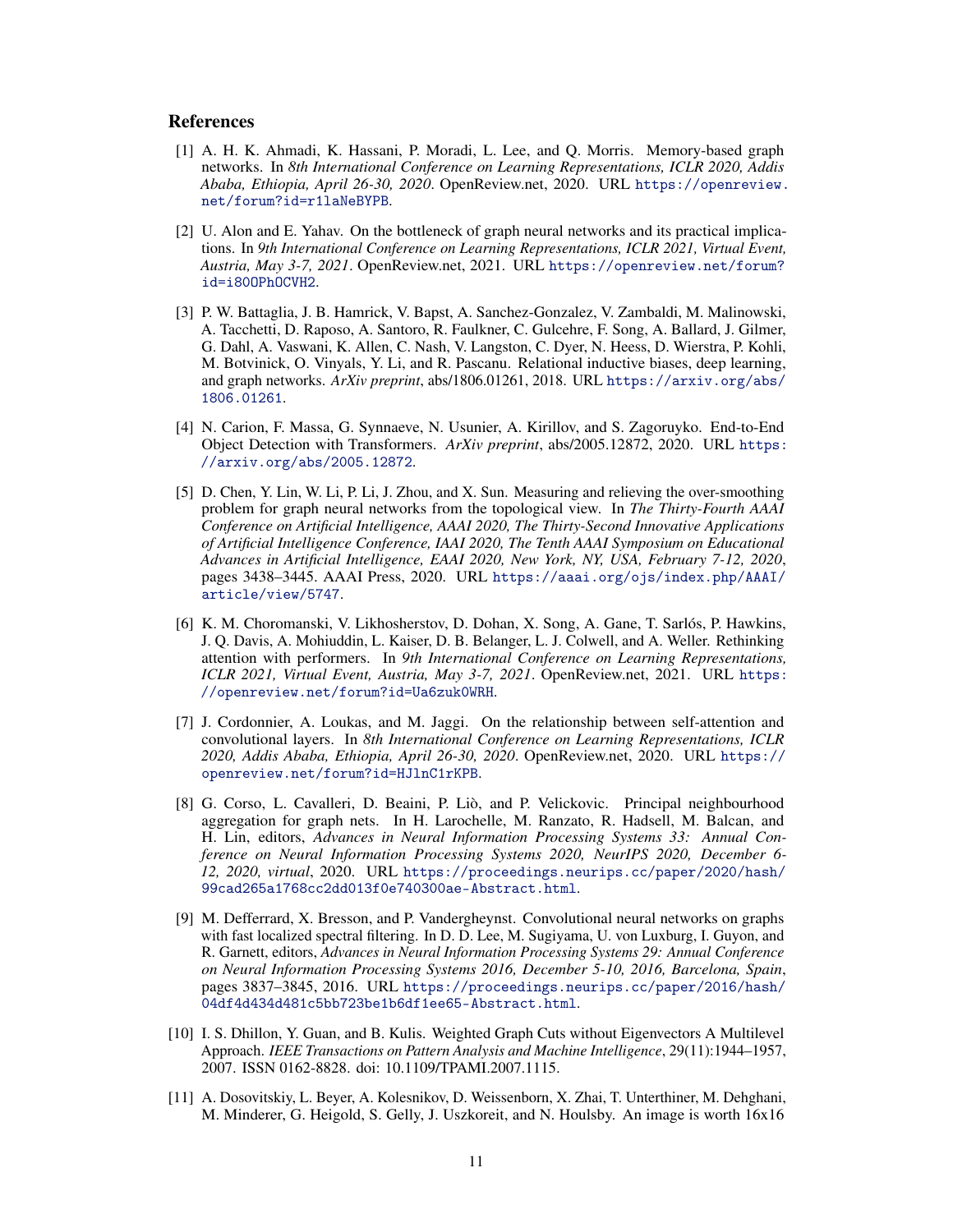## References

[1] A. H. K. Ahmadi, K. Hassani, P. Moradi, L. Lee, and Q. Morris. Memory-based graph networks. In *8th International Conference on Learning Representations, ICLR 2020, Addis Ababa, Ethiopia, April 26-30, 2020*. OpenReview.net, 2020. URL https://openreview.net/forum?id=r1laNeBYPB.

[2] U. Alon and E. Yahav. On the bottleneck of graph neural networks and its practical implications. In *9th International Conference on Learning Representations, ICLR 2021, Virtual Event, Austria, May 3-7, 2021*. OpenReview.net, 2021. URL https://openreview.net/forum?id=i80OPhOCVH2.

[3] P. W. Battaglia, J. B. Hamrick, V. Bapst, A. Sanchez-Gonzalez, V. Zambaldi, M. Malinowski, A. Tacchetti, D. Raposo, A. Santoro, R. Faulkner, C. Gulcehre, F. Song, A. Ballard, J. Gilmer, G. Dahl, A. Vaswani, K. Allen, C. Nash, V. Langston, C. Dyer, N. Heess, D. Wierstra, P. Kohli, M. Botvinick, O. Vinyals, Y. Li, and R. Pascanu. Relational inductive biases, deep learning, and graph networks. *ArXiv preprint*, abs/1806.01261, 2018. URL https://arxiv.org/abs/1806.01261.

[4] N. Carion, F. Massa, G. Synnaeve, N. Usunier, A. Kirillov, and S. Zagoruyko. End-to-End Object Detection with Transformers. *ArXiv preprint*, abs/2005.12872, 2020. URL https://arxiv.org/abs/2005.12872.

[5] D. Chen, Y. Lin, W. Li, P. Li, J. Zhou, and X. Sun. Measuring and relieving the over-smoothing problem for graph neural networks from the topological view. In *The Thirty-Fourth AAAI Conference on Artificial Intelligence, AAAI 2020, The Thirty-Second Innovative Applications of Artificial Intelligence Conference, IAAI 2020, The Tenth AAAI Symposium on Educational Advances in Artificial Intelligence, EAAI 2020, New York, NY, USA, February 7-12, 2020*, pages 3438–3445. AAAI Press, 2020. URL https://aaai.org/ojs/index.php/AAAI/article/view/5747.

[6] K. M. Choromanski, V. Likhosherstov, D. Dohan, X. Song, A. Gane, T. Sarlós, P. Hawkins, J. Q. Davis, A. Mohiuddin, L. Kaiser, D. B. Belanger, L. J. Colwell, and A. Weller. Rethinking attention with performers. In *9th International Conference on Learning Representations, ICLR 2021, Virtual Event, Austria, May 3-7, 2021*. OpenReview.net, 2021. URL https://openreview.net/forum?id=Ua6zuk0WRH.

[7] J. Cordonnier, A. Loukas, and M. Jaggi. On the relationship between self-attention and convolutional layers. In *8th International Conference on Learning Representations, ICLR 2020, Addis Ababa, Ethiopia, April 26-30, 2020*. OpenReview.net, 2020. URL https://openreview.net/forum?id=HJlnC1rKPB.

[8] G. Corso, L. Cavalleri, D. Beaini, P. Liò, and P. Velickovic. Principal neighbourhood aggregation for graph nets. In H. Larochelle, M. Ranzato, R. Hadsell, M. Balcan, and H. Lin, editors, *Advances in Neural Information Processing Systems 33: Annual Conference on Neural Information Processing Systems 2020, NeurIPS 2020, December 6-12, 2020, virtual*, 2020. URL https://proceedings.neurips.cc/paper/2020/hash/99cad265a1768cc2dd013f0e740300ae-Abstract.html.

[9] M. Defferrard, X. Bresson, and P. Vandergheynst. Convolutional neural networks on graphs with fast localized spectral filtering. In D. D. Lee, M. Sugiyama, U. von Luxburg, I. Guyon, and R. Garnett, editors, *Advances in Neural Information Processing Systems 29: Annual Conference on Neural Information Processing Systems 2016, December 5-10, 2016, Barcelona, Spain*, pages 3837–3845, 2016. URL https://proceedings.neurips.cc/paper/2016/hash/04df4d434d481c5bb723be1b6df1ee65-Abstract.html.

[10] I. S. Dhillon, Y. Guan, and B. Kulis. Weighted Graph Cuts without Eigenvectors A Multilevel Approach. *IEEE Transactions on Pattern Analysis and Machine Intelligence*, 29(11):1944–1957, 2007. ISSN 0162-8828. doi: 10.1109/TPAMI.2007.1115.

[11] A. Dosovitskiy, L. Beyer, A. Kolesnikov, D. Weissenborn, X. Zhai, T. Unterthiner, M. Dehghani, M. Minderer, G. Heigold, S. Gelly, J. Uszkoreit, and N. Houlsby. An image is worth 16x16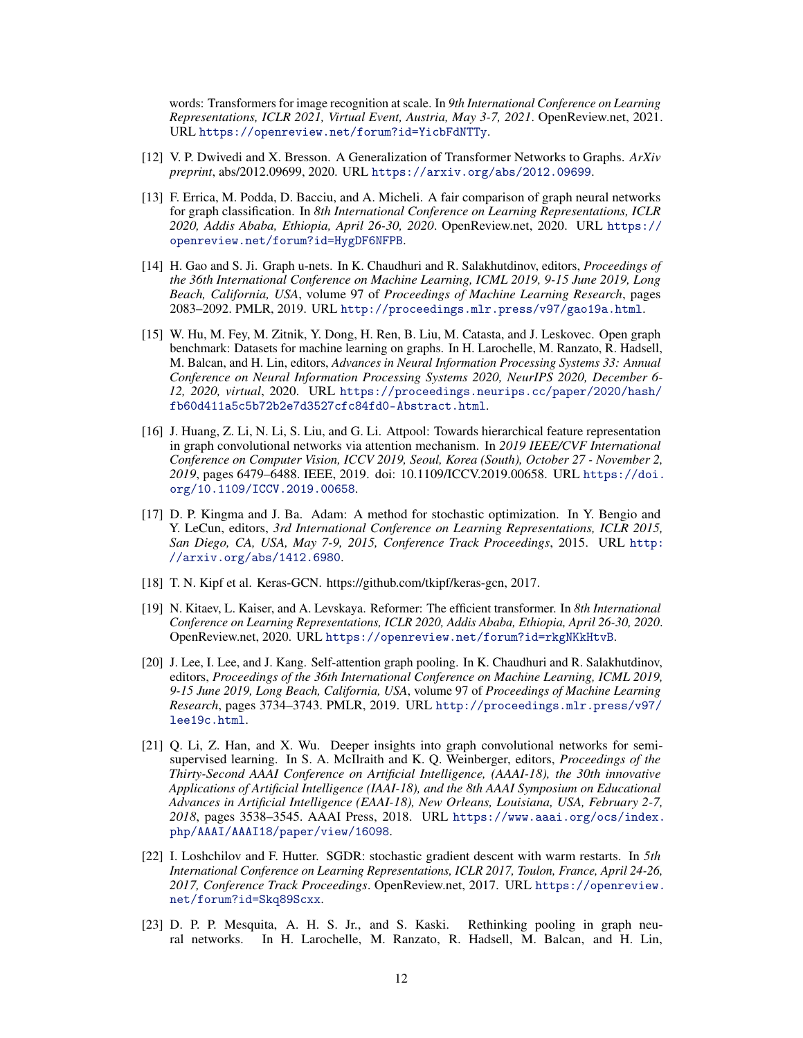words: Transformers for image recognition at scale. In *9th International Conference on Learning Representations, ICLR 2021, Virtual Event, Austria, May 3-7, 2021*. OpenReview.net, 2021. URL https://openreview.net/forum?id=YicbFdNTTy.

[12] V. P. Dwivedi and X. Bresson. A Generalization of Transformer Networks to Graphs. *ArXiv preprint*, abs/2012.09699, 2020. URL https://arxiv.org/abs/2012.09699.

[13] F. Errica, M. Podda, D. Bacciu, and A. Micheli. A fair comparison of graph neural networks for graph classification. In *8th International Conference on Learning Representations, ICLR 2020, Addis Ababa, Ethiopia, April 26-30, 2020*. OpenReview.net, 2020. URL https://openreview.net/forum?id=HygDF6NFPB.

[14] H. Gao and S. Ji. Graph u-nets. In K. Chaudhuri and R. Salakhutdinov, editors, *Proceedings of the 36th International Conference on Machine Learning, ICML 2019, 9-15 June 2019, Long Beach, California, USA*, volume 97 of *Proceedings of Machine Learning Research*, pages 2083–2092. PMLR, 2019. URL http://proceedings.mlr.press/v97/gao19a.html.

[15] W. Hu, M. Fey, M. Zitnik, Y. Dong, H. Ren, B. Liu, M. Catasta, and J. Leskovec. Open graph benchmark: Datasets for machine learning on graphs. In H. Larochelle, M. Ranzato, R. Hadsell, M. Balcan, and H. Lin, editors, *Advances in Neural Information Processing Systems 33: Annual Conference on Neural Information Processing Systems 2020, NeurIPS 2020, December 6-12, 2020, virtual*, 2020. URL https://proceedings.neurips.cc/paper/2020/hash/fb60d411a5c5b72b2e7d3527cfc84fd0-Abstract.html.

[16] J. Huang, Z. Li, N. Li, S. Liu, and G. Li. Attpool: Towards hierarchical feature representation in graph convolutional networks via attention mechanism. In *2019 IEEE/CVF International Conference on Computer Vision, ICCV 2019, Seoul, Korea (South), October 27 - November 2, 2019*, pages 6479–6488. IEEE, 2019. doi: 10.1109/ICCV.2019.00658. URL https://doi.org/10.1109/ICCV.2019.00658.

[17] D. P. Kingma and J. Ba. Adam: A method for stochastic optimization. In Y. Bengio and Y. LeCun, editors, *3rd International Conference on Learning Representations, ICLR 2015, San Diego, CA, USA, May 7-9, 2015, Conference Track Proceedings*, 2015. URL http://arxiv.org/abs/1412.6980.

[18] T. N. Kipf et al. Keras-GCN. https://github.com/tkipf/keras-gcn, 2017.

[19] N. Kitaev, L. Kaiser, and A. Levskaya. Reformer: The efficient transformer. In *8th International Conference on Learning Representations, ICLR 2020, Addis Ababa, Ethiopia, April 26-30, 2020*. OpenReview.net, 2020. URL https://openreview.net/forum?id=rkgNKkHtvB.

[20] J. Lee, I. Lee, and J. Kang. Self-attention graph pooling. In K. Chaudhuri and R. Salakhutdinov, editors, *Proceedings of the 36th International Conference on Machine Learning, ICML 2019, 9-15 June 2019, Long Beach, California, USA*, volume 97 of *Proceedings of Machine Learning Research*, pages 3734–3743. PMLR, 2019. URL http://proceedings.mlr.press/v97/lee19c.html.

[21] Q. Li, Z. Han, and X. Wu. Deeper insights into graph convolutional networks for semi-supervised learning. In S. A. McIlraith and K. Q. Weinberger, editors, *Proceedings of the Thirty-Second AAAI Conference on Artificial Intelligence, (AAAI-18), the 30th innovative Applications of Artificial Intelligence (IAAI-18), and the 8th AAAI Symposium on Educational Advances in Artificial Intelligence (EAAI-18), New Orleans, Louisiana, USA, February 2-7, 2018*, pages 3538–3545. AAAI Press, 2018. URL https://www.aaai.org/ocs/index.php/AAAI/AAAI18/paper/view/16098.

[22] I. Loshchilov and F. Hutter. SGDR: stochastic gradient descent with warm restarts. In *5th International Conference on Learning Representations, ICLR 2017, Toulon, France, April 24-26, 2017, Conference Track Proceedings*. OpenReview.net, 2017. URL https://openreview.net/forum?id=Skq89Scxx.

[23] D. P. P. Mesquita, A. H. S. Jr., and S. Kaski. Rethinking pooling in graph neural networks. In H. Larochelle, M. Ranzato, R. Hadsell, M. Balcan, and H. Lin,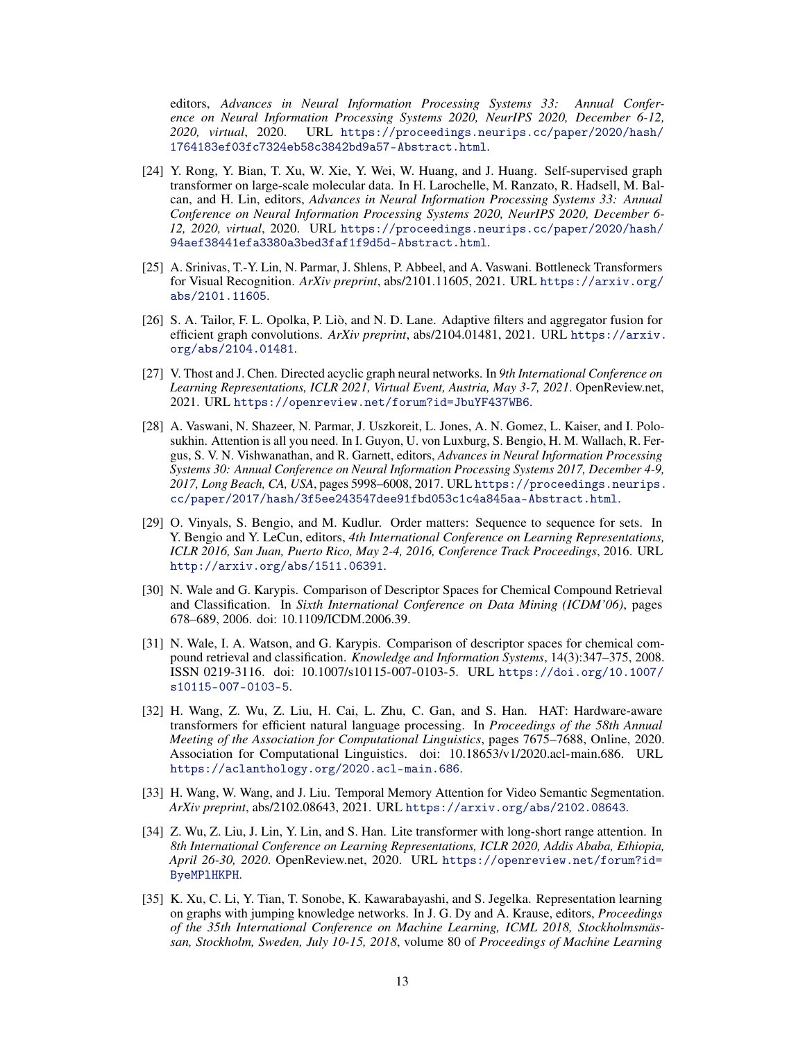editors, *Advances in Neural Information Processing Systems 33: Annual Conference on Neural Information Processing Systems 2020, NeurIPS 2020, December 6-12, 2020, virtual*, 2020. URL https://proceedings.neurips.cc/paper/2020/hash/1764183ef03fc7324eb58c3842bd9a57-Abstract.html.

[24] Y. Rong, Y. Bian, T. Xu, W. Xie, Y. Wei, W. Huang, and J. Huang. Self-supervised graph transformer on large-scale molecular data. In H. Larochelle, M. Ranzato, R. Hadsell, M. Balcan, and H. Lin, editors, *Advances in Neural Information Processing Systems 33: Annual Conference on Neural Information Processing Systems 2020, NeurIPS 2020, December 6-12, 2020, virtual*, 2020. URL https://proceedings.neurips.cc/paper/2020/hash/94aef38441efa3380a3bed3faf1f9d5d-Abstract.html.

[25] A. Srinivas, T.-Y. Lin, N. Parmar, J. Shlens, P. Abbeel, and A. Vaswani. Bottleneck Transformers for Visual Recognition. *ArXiv preprint*, abs/2101.11605, 2021. URL https://arxiv.org/abs/2101.11605.

[26] S. A. Tailor, F. L. Opolka, P. Liò, and N. D. Lane. Adaptive filters and aggregator fusion for efficient graph convolutions. *ArXiv preprint*, abs/2104.01481, 2021. URL https://arxiv.org/abs/2104.01481.

[27] V. Thost and J. Chen. Directed acyclic graph neural networks. In *9th International Conference on Learning Representations, ICLR 2021, Virtual Event, Austria, May 3-7, 2021*. OpenReview.net, 2021. URL https://openreview.net/forum?id=JbuYF437WB6.

[28] A. Vaswani, N. Shazeer, N. Parmar, J. Uszkoreit, L. Jones, A. N. Gomez, L. Kaiser, and I. Polosukhin. Attention is all you need. In I. Guyon, U. von Luxburg, S. Bengio, H. M. Wallach, R. Fergus, S. V. N. Vishwanathan, and R. Garnett, editors, *Advances in Neural Information Processing Systems 30: Annual Conference on Neural Information Processing Systems 2017, December 4-9, 2017, Long Beach, CA, USA*, pages 5998–6008, 2017. URL https://proceedings.neurips.cc/paper/2017/hash/3f5ee243547dee91fbd053c1c4a845aa-Abstract.html.

[29] O. Vinyals, S. Bengio, and M. Kudlur. Order matters: Sequence to sequence for sets. In Y. Bengio and Y. LeCun, editors, *4th International Conference on Learning Representations, ICLR 2016, San Juan, Puerto Rico, May 2-4, 2016, Conference Track Proceedings*, 2016. URL http://arxiv.org/abs/1511.06391.

[30] N. Wale and G. Karypis. Comparison of Descriptor Spaces for Chemical Compound Retrieval and Classification. In *Sixth International Conference on Data Mining (ICDM'06)*, pages 678–689, 2006. doi: 10.1109/ICDM.2006.39.

[31] N. Wale, I. A. Watson, and G. Karypis. Comparison of descriptor spaces for chemical compound retrieval and classification. *Knowledge and Information Systems*, 14(3):347–375, 2008. ISSN 0219-3116. doi: 10.1007/s10115-007-0103-5. URL https://doi.org/10.1007/s10115-007-0103-5.

[32] H. Wang, Z. Wu, Z. Liu, H. Cai, L. Zhu, C. Gan, and S. Han. HAT: Hardware-aware transformers for efficient natural language processing. In *Proceedings of the 58th Annual Meeting of the Association for Computational Linguistics*, pages 7675–7688, Online, 2020. Association for Computational Linguistics. doi: 10.18653/v1/2020.acl-main.686. URL https://aclanthology.org/2020.acl-main.686.

[33] H. Wang, W. Wang, and J. Liu. Temporal Memory Attention for Video Semantic Segmentation. *ArXiv preprint*, abs/2102.08643, 2021. URL https://arxiv.org/abs/2102.08643.

[34] Z. Wu, Z. Liu, J. Lin, Y. Lin, and S. Han. Lite transformer with long-short range attention. In *8th International Conference on Learning Representations, ICLR 2020, Addis Ababa, Ethiopia, April 26-30, 2020*. OpenReview.net, 2020. URL https://openreview.net/forum?id=ByeMPlHKPH.

[35] K. Xu, C. Li, Y. Tian, T. Sonobe, K. Kawarabayashi, and S. Jegelka. Representation learning on graphs with jumping knowledge networks. In J. G. Dy and A. Krause, editors, *Proceedings of the 35th International Conference on Machine Learning, ICML 2018, Stockholmsmässan, Stockholm, Sweden, July 10-15, 2018*, volume 80 of *Proceedings of Machine Learning*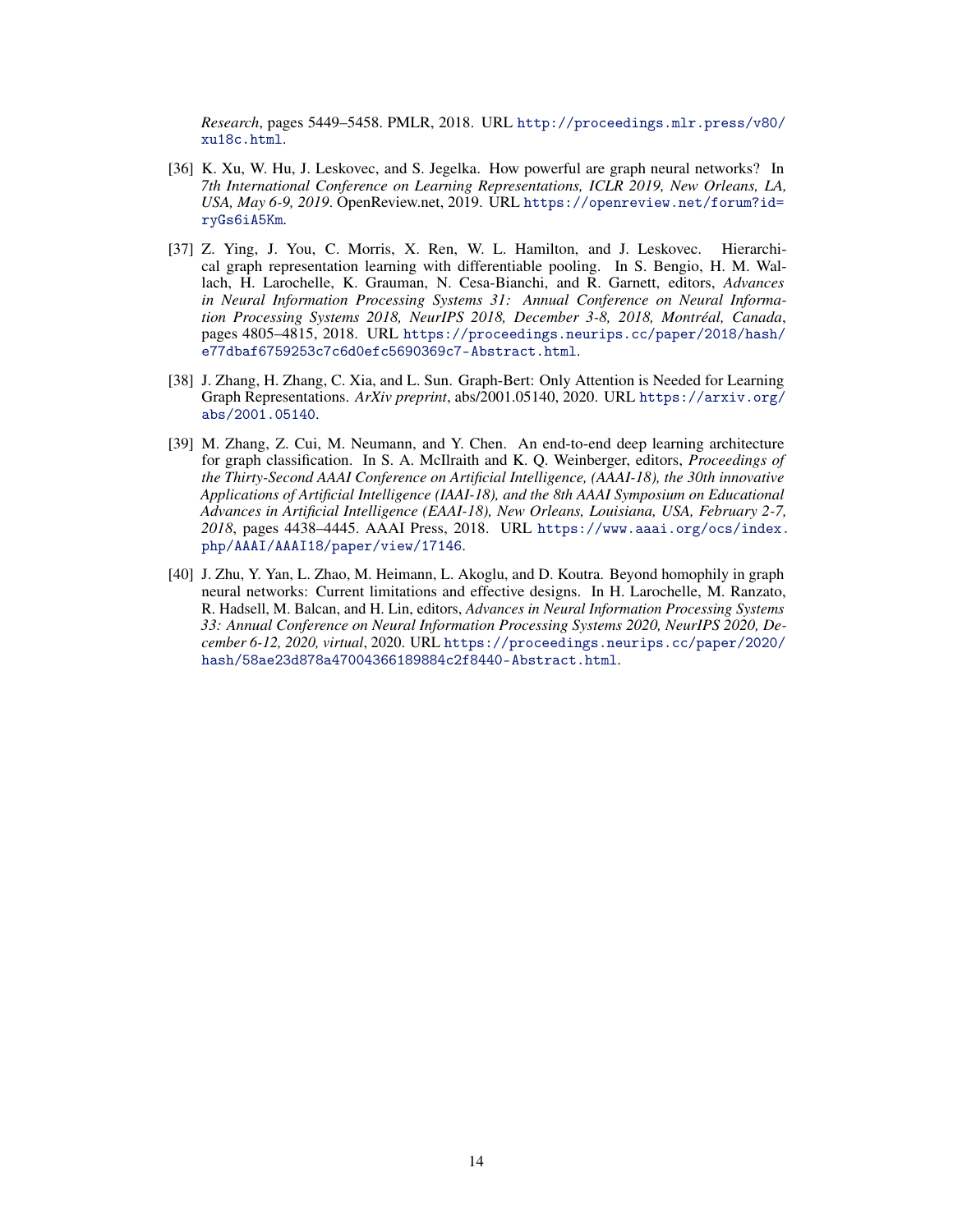*Research*, pages 5449–5458. PMLR, 2018. URL http://proceedings.mlr.press/v80/xu18c.html.

[36] K. Xu, W. Hu, J. Leskovec, and S. Jegelka. How powerful are graph neural networks? In *7th International Conference on Learning Representations, ICLR 2019, New Orleans, LA, USA, May 6-9, 2019*. OpenReview.net, 2019. URL https://openreview.net/forum?id=ryGs6iA5Km.

[37] Z. Ying, J. You, C. Morris, X. Ren, W. L. Hamilton, and J. Leskovec. Hierarchical graph representation learning with differentiable pooling. In S. Bengio, H. M. Wallach, H. Larochelle, K. Grauman, N. Cesa-Bianchi, and R. Garnett, editors, *Advances in Neural Information Processing Systems 31: Annual Conference on Neural Information Processing Systems 2018, NeurIPS 2018, December 3-8, 2018, Montréal, Canada*, pages 4805–4815, 2018. URL https://proceedings.neurips.cc/paper/2018/hash/e77dbaf6759253c7c6d0efc5690369c7-Abstract.html.

[38] J. Zhang, H. Zhang, C. Xia, and L. Sun. Graph-Bert: Only Attention is Needed for Learning Graph Representations. *ArXiv preprint*, abs/2001.05140, 2020. URL https://arxiv.org/abs/2001.05140.

[39] M. Zhang, Z. Cui, M. Neumann, and Y. Chen. An end-to-end deep learning architecture for graph classification. In S. A. McIlraith and K. Q. Weinberger, editors, *Proceedings of the Thirty-Second AAAI Conference on Artificial Intelligence, (AAAI-18), the 30th innovative Applications of Artificial Intelligence (IAAI-18), and the 8th AAAI Symposium on Educational Advances in Artificial Intelligence (EAAI-18), New Orleans, Louisiana, USA, February 2-7, 2018*, pages 4438–4445. AAAI Press, 2018. URL https://www.aaai.org/ocs/index.php/AAAI/AAAI18/paper/view/17146.

[40] J. Zhu, Y. Yan, L. Zhao, M. Heimann, L. Akoglu, and D. Koutra. Beyond homophily in graph neural networks: Current limitations and effective designs. In H. Larochelle, M. Ranzato, R. Hadsell, M. Balcan, and H. Lin, editors, *Advances in Neural Information Processing Systems 33: Annual Conference on Neural Information Processing Systems 2020, NeurIPS 2020, December 6-12, 2020, virtual*, 2020. URL https://proceedings.neurips.cc/paper/2020/hash/58ae23d878a47004366189884c2f8440-Abstract.html.